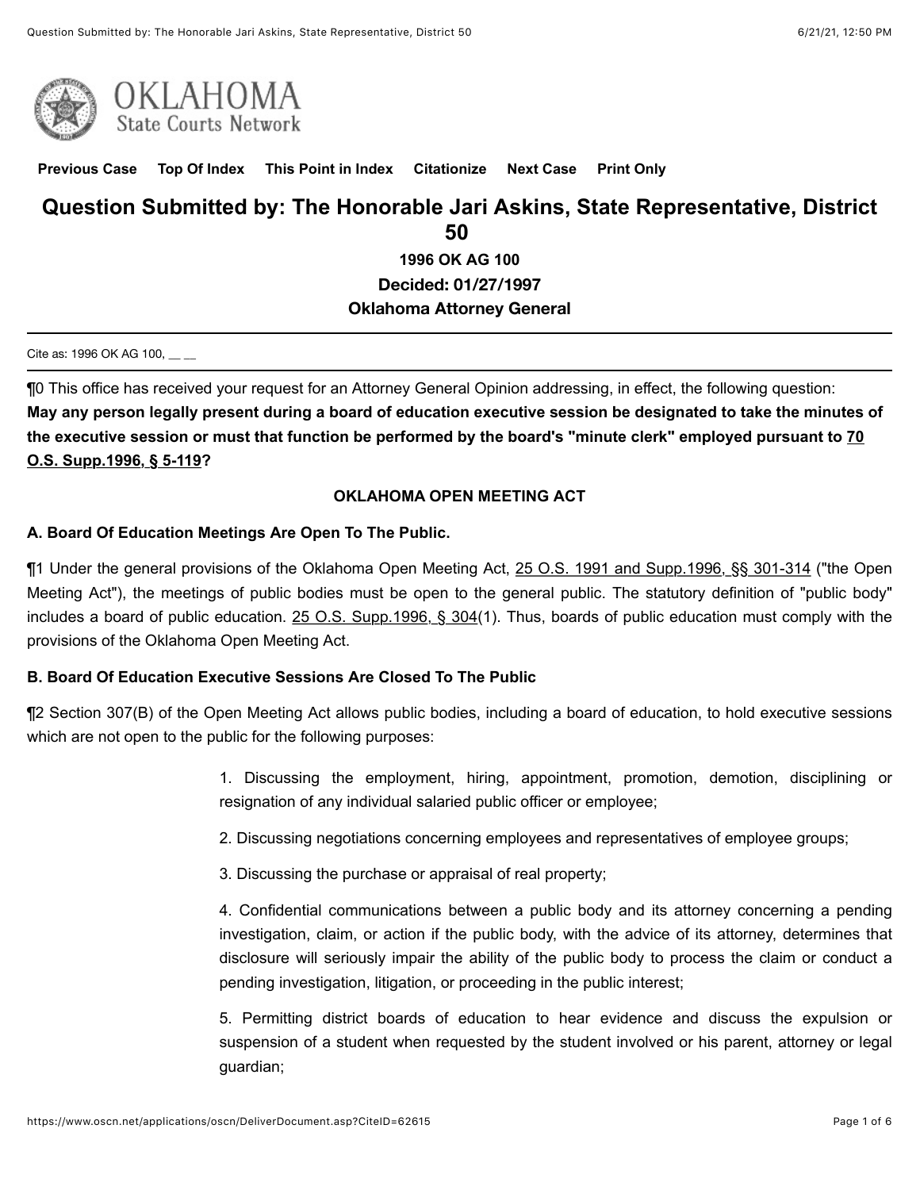Previous Case Top Of Index This Point in Index Citationize Next Case Print Only

# Question Submitted by: The Honorable Jari Askins, State Representative, District 50

**1996 OK AG 100**

**Decided: 01/27/1997**

**Oklahoma Attorney General**

---

Cite as: 1996 OK AG 100, __ __

---

¶0 This office has received your request for an Attorney General Opinion addressing, in effect, the following question: **May any person legally present during a board of education executive session be designated to take the minutes of the executive session or must that function be performed by the board's "minute clerk" employed pursuant to 70 O.S. Supp.1996, § 5-119?**

### OKLAHOMA OPEN MEETING ACT

#### A. Board Of Education Meetings Are Open To The Public.

¶1 Under the general provisions of the Oklahoma Open Meeting Act, 25 O.S. 1991 and Supp.1996, §§ 301-314 ("the Open Meeting Act"), the meetings of public bodies must be open to the general public. The statutory definition of "public body" includes a board of public education. 25 O.S. Supp.1996, § 304(1). Thus, boards of public education must comply with the provisions of the Oklahoma Open Meeting Act.

#### B. Board Of Education Executive Sessions Are Closed To The Public

¶2 Section 307(B) of the Open Meeting Act allows public bodies, including a board of education, to hold executive sessions which are not open to the public for the following purposes:

> 1. Discussing the employment, hiring, appointment, promotion, demotion, disciplining or resignation of any individual salaried public officer or employee;
>
> 2. Discussing negotiations concerning employees and representatives of employee groups;
>
> 3. Discussing the purchase or appraisal of real property;
>
> 4. Confidential communications between a public body and its attorney concerning a pending investigation, claim, or action if the public body, with the advice of its attorney, determines that disclosure will seriously impair the ability of the public body to process the claim or conduct a pending investigation, litigation, or proceeding in the public interest;
>
> 5. Permitting district boards of education to hear evidence and discuss the expulsion or suspension of a student when requested by the student involved or his parent, attorney or legal guardian;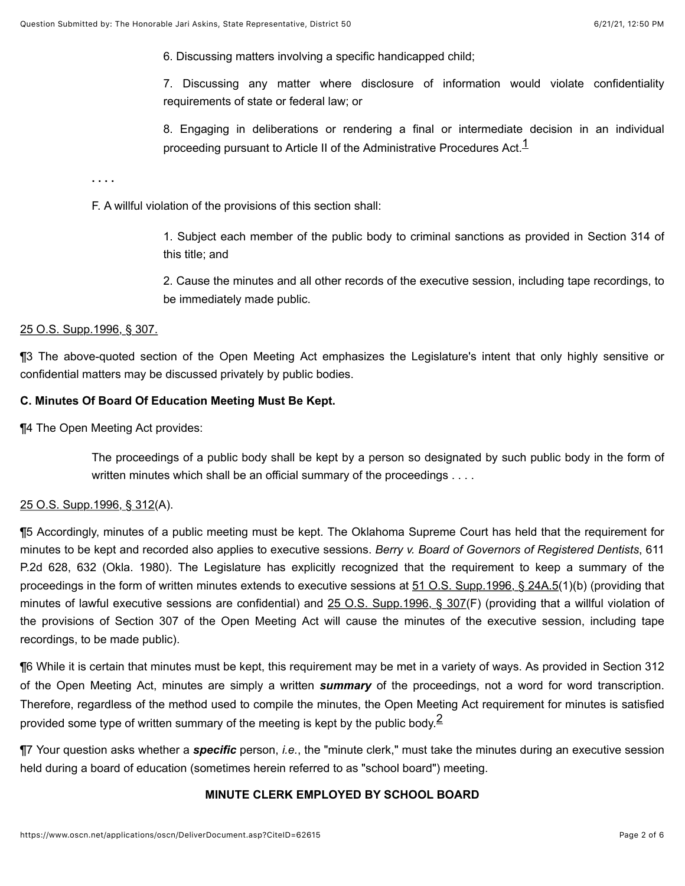> 6. Discussing matters involving a specific handicapped child;
>
> 7. Discussing any matter where disclosure of information would violate confidentiality requirements of state or federal law; or
>
> 8. Engaging in deliberations or rendering a final or intermediate decision in an individual proceeding pursuant to Article II of the Administrative Procedures Act.[1]

. . . .

F. A willful violation of the provisions of this section shall:

> 1. Subject each member of the public body to criminal sanctions as provided in Section 314 of this title; and
>
> 2. Cause the minutes and all other records of the executive session, including tape recordings, to be immediately made public.

25 O.S. Supp.1996, § 307.

¶3 The above-quoted section of the Open Meeting Act emphasizes the Legislature's intent that only highly sensitive or confidential matters may be discussed privately by public bodies.

**C. Minutes Of Board Of Education Meeting Must Be Kept.**

¶4 The Open Meeting Act provides:

> The proceedings of a public body shall be kept by a person so designated by such public body in the form of written minutes which shall be an official summary of the proceedings . . . .

25 O.S. Supp.1996, § 312(A).

¶5 Accordingly, minutes of a public meeting must be kept. The Oklahoma Supreme Court has held that the requirement for minutes to be kept and recorded also applies to executive sessions. *Berry v. Board of Governors of Registered Dentists*, 611 P.2d 628, 632 (Okla. 1980). The Legislature has explicitly recognized that the requirement to keep a summary of the proceedings in the form of written minutes extends to executive sessions at 51 O.S. Supp.1996, § 24A.5(1)(b) (providing that minutes of lawful executive sessions are confidential) and 25 O.S. Supp.1996, § 307(F) (providing that a willful violation of the provisions of Section 307 of the Open Meeting Act will cause the minutes of the executive session, including tape recordings, to be made public).

¶6 While it is certain that minutes must be kept, this requirement may be met in a variety of ways. As provided in Section 312 of the Open Meeting Act, minutes are simply a written ***summary*** of the proceedings, not a word for word transcription. Therefore, regardless of the method used to compile the minutes, the Open Meeting Act requirement for minutes is satisfied provided some type of written summary of the meeting is kept by the public body.[2]

¶7 Your question asks whether a ***specific*** person, *i.e.*, the "minute clerk," must take the minutes during an executive session held during a board of education (sometimes herein referred to as "school board") meeting.

**MINUTE CLERK EMPLOYED BY SCHOOL BOARD**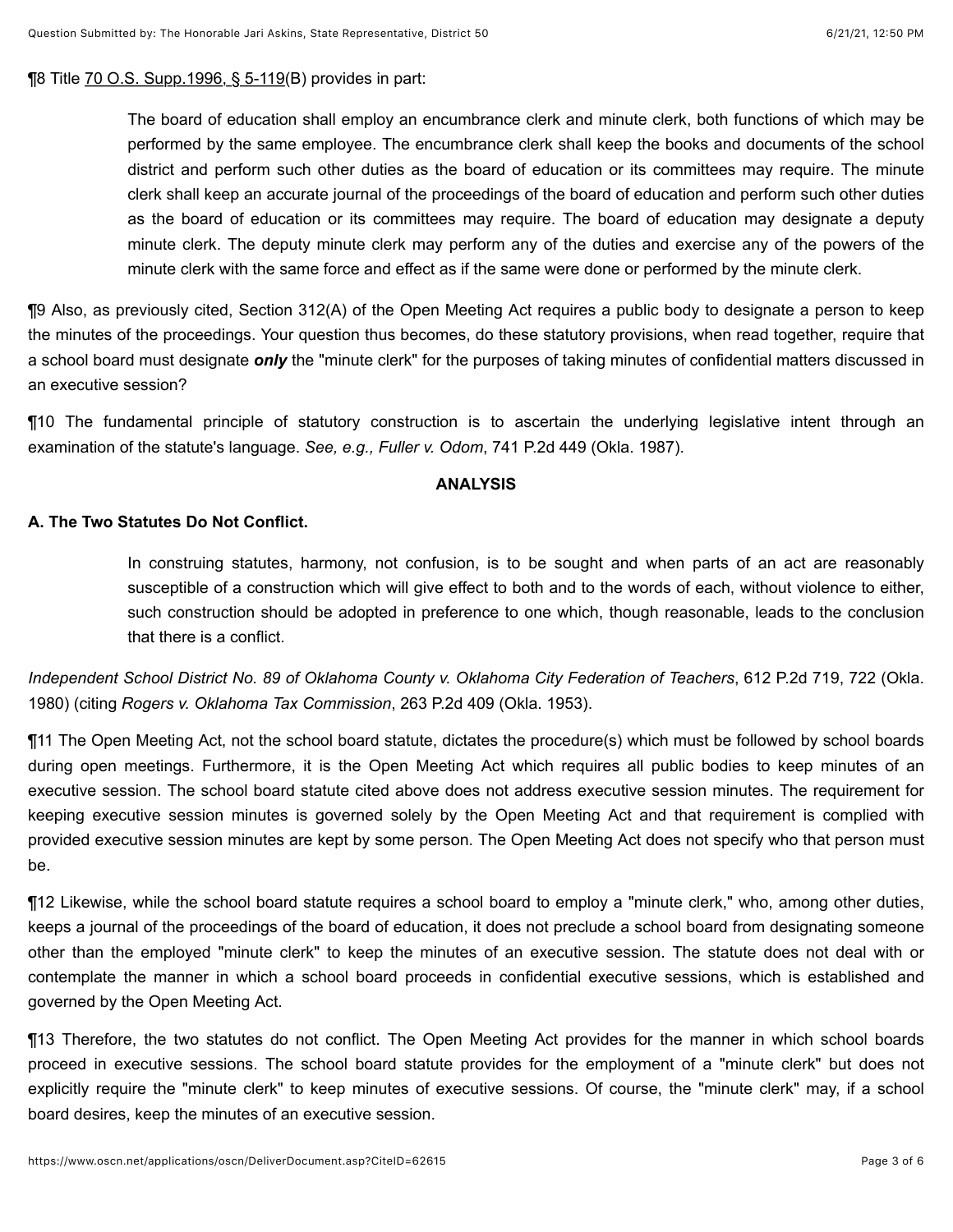¶8 Title [70 O.S. Supp.1996, § 5-119](B) provides in part:

> The board of education shall employ an encumbrance clerk and minute clerk, both functions of which may be performed by the same employee. The encumbrance clerk shall keep the books and documents of the school district and perform such other duties as the board of education or its committees may require. The minute clerk shall keep an accurate journal of the proceedings of the board of education and perform such other duties as the board of education or its committees may require. The board of education may designate a deputy minute clerk. The deputy minute clerk may perform any of the duties and exercise any of the powers of the minute clerk with the same force and effect as if the same were done or performed by the minute clerk.

¶9 Also, as previously cited, Section 312(A) of the Open Meeting Act requires a public body to designate a person to keep the minutes of the proceedings. Your question thus becomes, do these statutory provisions, when read together, require that a school board must designate ***only*** the "minute clerk" for the purposes of taking minutes of confidential matters discussed in an executive session?

¶10 The fundamental principle of statutory construction is to ascertain the underlying legislative intent through an examination of the statute's language. *See, e.g., Fuller v. Odom*, 741 P.2d 449 (Okla. 1987).

## ANALYSIS

### A. The Two Statutes Do Not Conflict.

> In construing statutes, harmony, not confusion, is to be sought and when parts of an act are reasonably susceptible of a construction which will give effect to both and to the words of each, without violence to either, such construction should be adopted in preference to one which, though reasonable, leads to the conclusion that there is a conflict.

*Independent School District No. 89 of Oklahoma County v. Oklahoma City Federation of Teachers*, 612 P.2d 719, 722 (Okla. 1980) (citing *Rogers v. Oklahoma Tax Commission*, 263 P.2d 409 (Okla. 1953).

¶11 The Open Meeting Act, not the school board statute, dictates the procedure(s) which must be followed by school boards during open meetings. Furthermore, it is the Open Meeting Act which requires all public bodies to keep minutes of an executive session. The school board statute cited above does not address executive session minutes. The requirement for keeping executive session minutes is governed solely by the Open Meeting Act and that requirement is complied with provided executive session minutes are kept by some person. The Open Meeting Act does not specify who that person must be.

¶12 Likewise, while the school board statute requires a school board to employ a "minute clerk," who, among other duties, keeps a journal of the proceedings of the board of education, it does not preclude a school board from designating someone other than the employed "minute clerk" to keep the minutes of an executive session. The statute does not deal with or contemplate the manner in which a school board proceeds in confidential executive sessions, which is established and governed by the Open Meeting Act.

¶13 Therefore, the two statutes do not conflict. The Open Meeting Act provides for the manner in which school boards proceed in executive sessions. The school board statute provides for the employment of a "minute clerk" but does not explicitly require the "minute clerk" to keep minutes of executive sessions. Of course, the "minute clerk" may, if a school board desires, keep the minutes of an executive session.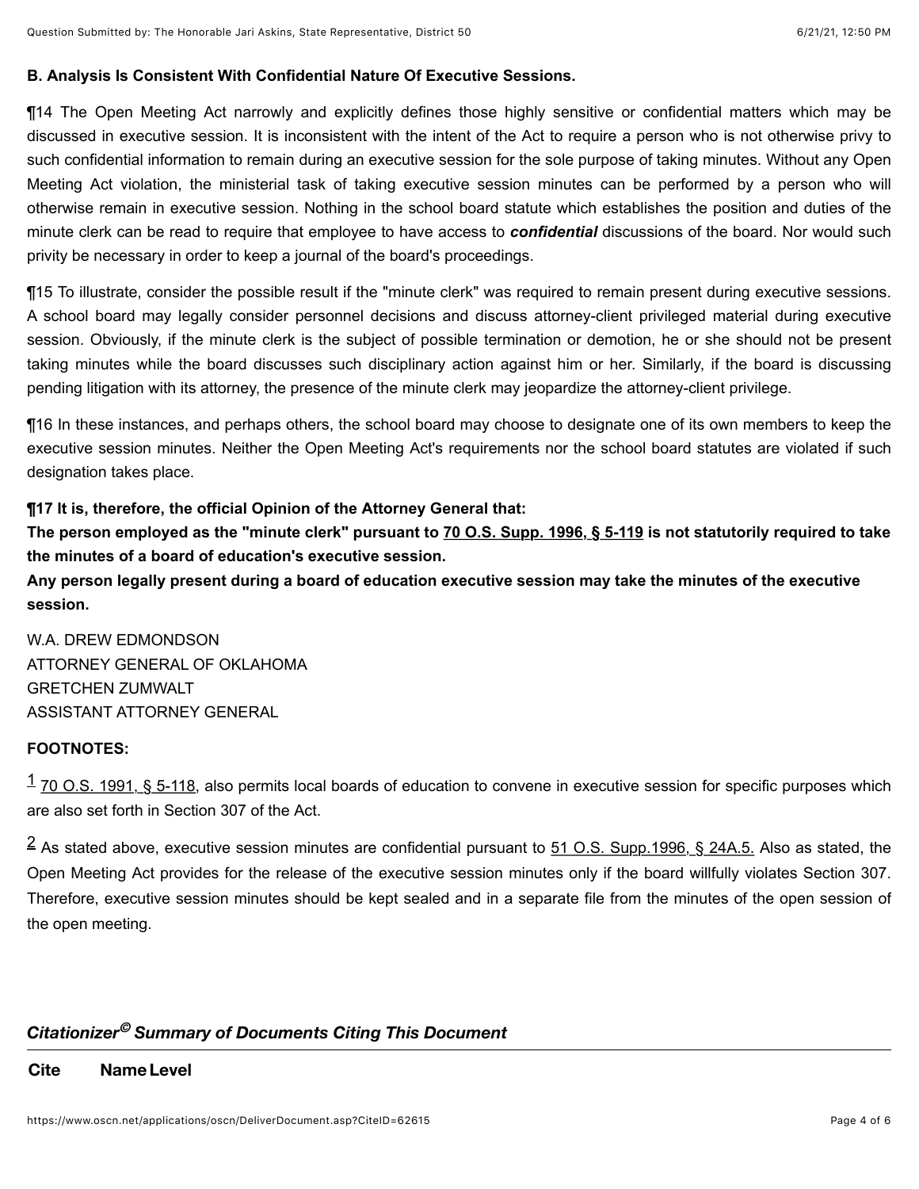**B. Analysis Is Consistent With Confidential Nature Of Executive Sessions.**

¶14 The Open Meeting Act narrowly and explicitly defines those highly sensitive or confidential matters which may be discussed in executive session. It is inconsistent with the intent of the Act to require a person who is not otherwise privy to such confidential information to remain during an executive session for the sole purpose of taking minutes. Without any Open Meeting Act violation, the ministerial task of taking executive session minutes can be performed by a person who will otherwise remain in executive session. Nothing in the school board statute which establishes the position and duties of the minute clerk can be read to require that employee to have access to ***confidential*** discussions of the board. Nor would such privity be necessary in order to keep a journal of the board's proceedings.

¶15 To illustrate, consider the possible result if the "minute clerk" was required to remain present during executive sessions. A school board may legally consider personnel decisions and discuss attorney-client privileged material during executive session. Obviously, if the minute clerk is the subject of possible termination or demotion, he or she should not be present taking minutes while the board discusses such disciplinary action against him or her. Similarly, if the board is discussing pending litigation with its attorney, the presence of the minute clerk may jeopardize the attorney-client privilege.

¶16 In these instances, and perhaps others, the school board may choose to designate one of its own members to keep the executive session minutes. Neither the Open Meeting Act's requirements nor the school board statutes are violated if such designation takes place.

**¶17 It is, therefore, the official Opinion of the Attorney General that:**
**The person employed as the "minute clerk" pursuant to 70 O.S. Supp. 1996, § 5-119 is not statutorily required to take the minutes of a board of education's executive session.**
**Any person legally present during a board of education executive session may take the minutes of the executive session.**

W.A. DREW EDMONDSON
ATTORNEY GENERAL OF OKLAHOMA
GRETCHEN ZUMWALT
ASSISTANT ATTORNEY GENERAL

**FOOTNOTES:**

[1] 70 O.S. 1991, § 5-118, also permits local boards of education to convene in executive session for specific purposes which are also set forth in Section 307 of the Act.

[2] As stated above, executive session minutes are confidential pursuant to 51 O.S. Supp.1996, § 24A.5. Also as stated, the Open Meeting Act provides for the release of the executive session minutes only if the board willfully violates Section 307. Therefore, executive session minutes should be kept sealed and in a separate file from the minutes of the open session of the open meeting.

## *Citationizer© Summary of Documents Citing This Document*

| Cite | Name | Level |
|---|---|---|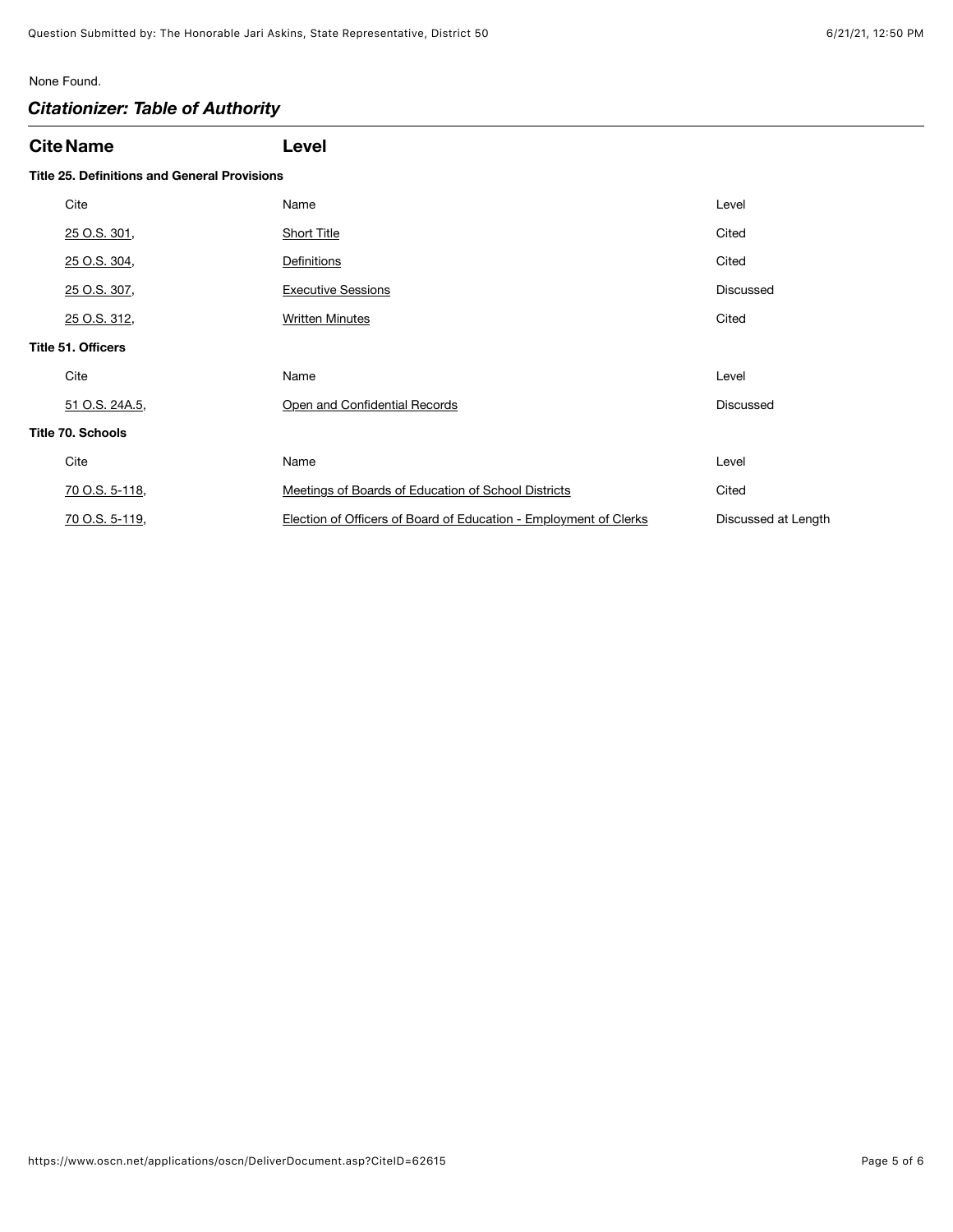None Found.

## *Citationizer: Table of Authority*

| Cite | Name | Level |
|---|---|---|
| **Title 25. Definitions and General Provisions** | | |
| Cite | Name | Level |
| 25 O.S. 301, | Short Title | Cited |
| 25 O.S. 304, | Definitions | Cited |
| 25 O.S. 307, | Executive Sessions | Discussed |
| 25 O.S. 312, | Written Minutes | Cited |
| **Title 51. Officers** | | |
| Cite | Name | Level |
| 51 O.S. 24A.5, | Open and Confidential Records | Discussed |
| **Title 70. Schools** | | |
| Cite | Name | Level |
| 70 O.S. 5-118, | Meetings of Boards of Education of School Districts | Cited |
| 70 O.S. 5-119, | Election of Officers of Board of Education - Employment of Clerks | Discussed at Length |